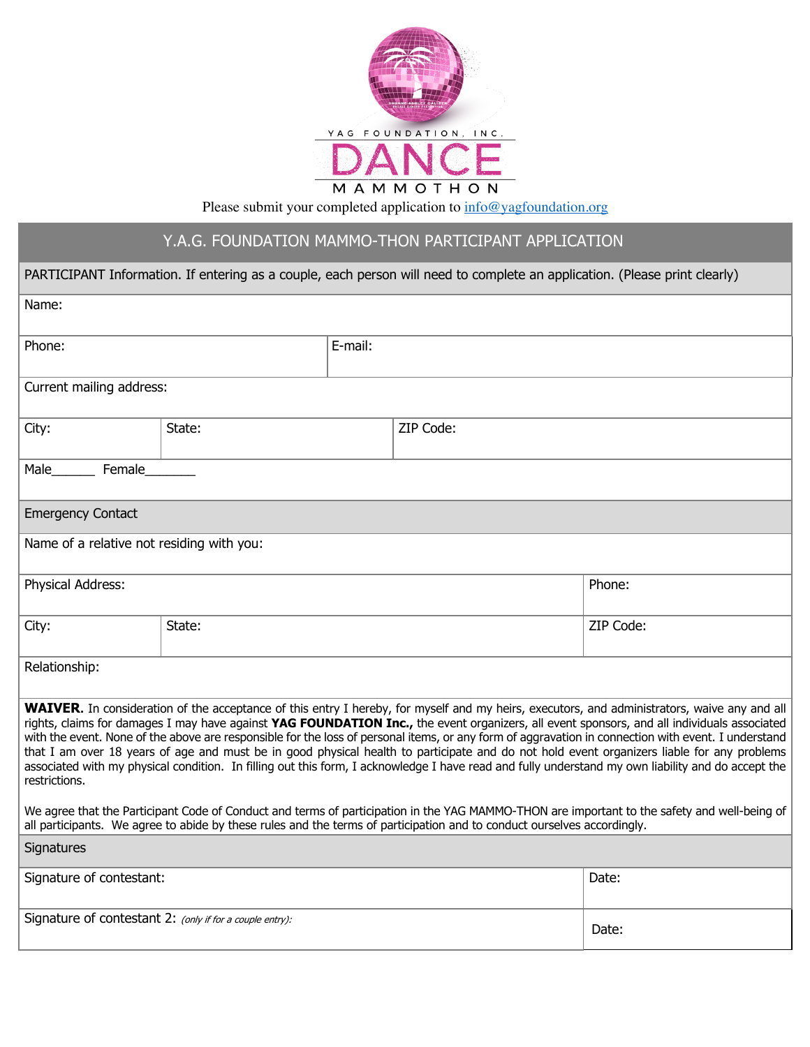YAG FOUNDATION, INC.

# DANCE

MAMMOTHON

Please submit your completed application to info@yagfoundation.org

## Y.A.G. FOUNDATION MAMMO-THON PARTICIPANT APPLICATION

PARTICIPANT Information. If entering as a couple, each person will need to complete an application. (Please print clearly)

| | | |
|---|---|---|
| Name: | | |
| Phone: | E-mail: | |
| Current mailing address: | | |
| City: | State: | ZIP Code: |
| Male______ Female_______ | | |

### Emergency Contact

| | | |
|---|---|---|
| Name of a relative not residing with you: | | |
| Physical Address: | | Phone: |
| City: | State: | ZIP Code: |
| Relationship: | | |

**WAIVER.** In consideration of the acceptance of this entry I hereby, for myself and my heirs, executors, and administrators, waive any and all rights, claims for damages I may have against **YAG FOUNDATION Inc.,** the event organizers, all event sponsors, and all individuals associated with the event. None of the above are responsible for the loss of personal items, or any form of aggravation in connection with event. I understand that I am over 18 years of age and must be in good physical health to participate and do not hold event organizers liable for any problems associated with my physical condition. In filling out this form, I acknowledge I have read and fully understand my own liability and do accept the restrictions.

We agree that the Participant Code of Conduct and terms of participation in the YAG MAMMO-THON are important to the safety and well-being of all participants. We agree to abide by these rules and the terms of participation and to conduct ourselves accordingly.

### Signatures

| | |
|---|---|
| Signature of contestant: | Date: |
| Signature of contestant 2: *(only if for a couple entry):* | Date: |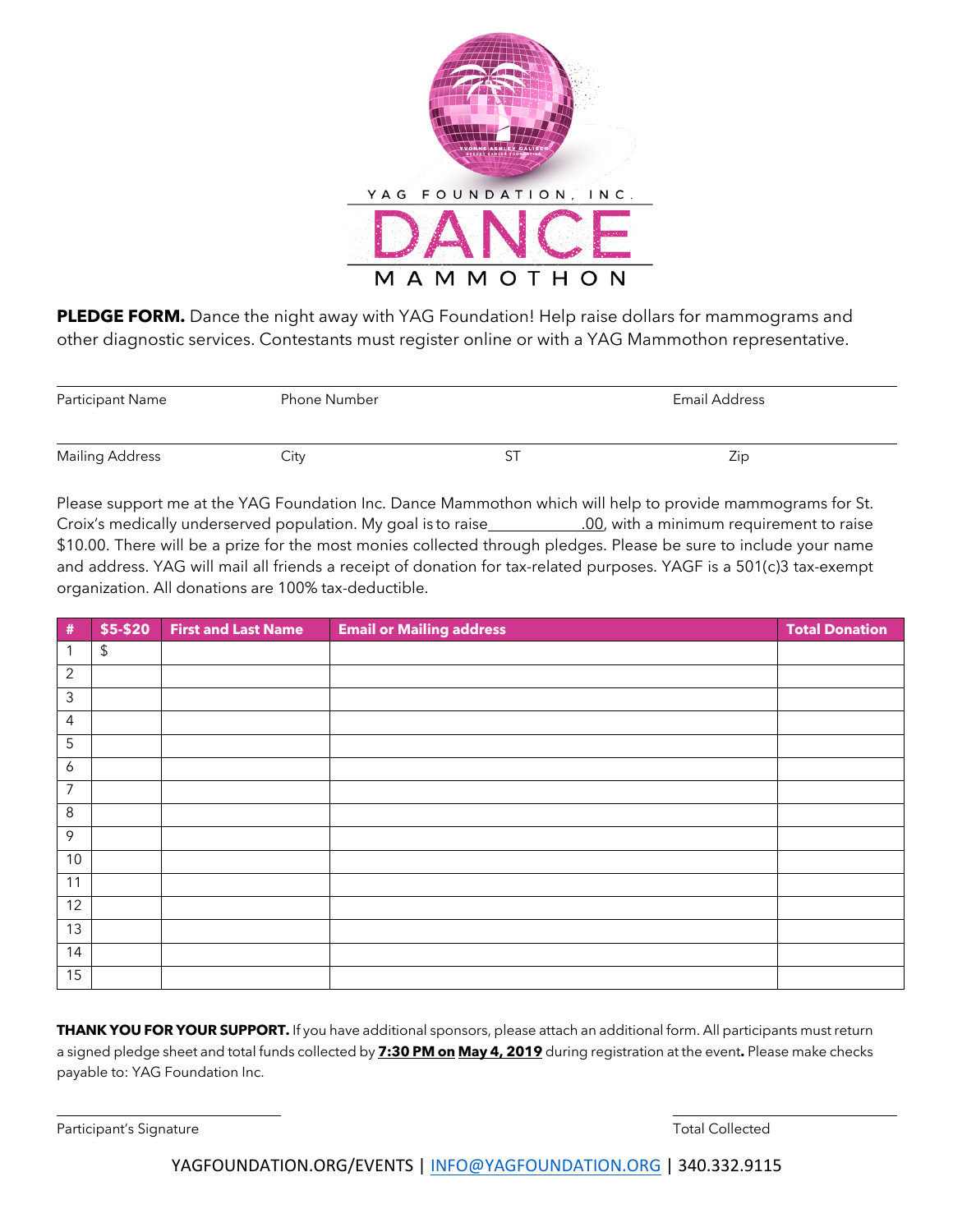YAG FOUNDATION, INC.

# DANCE

MAMMOTHON

**PLEDGE FORM.** Dance the night away with YAG Foundation! Help raise dollars for mammograms and other diagnostic services. Contestants must register online or with a YAG Mammothon representative.

Participant Name　　　Phone Number　　　Email Address

Mailing Address　　　City　　　ST　　　Zip

Please support me at the YAG Foundation Inc. Dance Mammothon which will help to provide mammograms for St. Croix's medically underserved population. My goal is to raise\_\_\_\_\_\_\_\_\_\_\_\_.00, with a minimum requirement to raise $10.00. There will be a prize for the most monies collected through pledges. Please be sure to include your name and address. YAG will mail all friends a receipt of donation for tax-related purposes. YAGF is a 501(c)3 tax-exempt organization. All donations are 100% tax-deductible.

| # | $5-$20 | First and Last Name | Email or Mailing address | Total Donation |
|---|---|---|---|---|
| 1 | $ | | | |
| 2 | | | | |
| 3 | | | | |
| 4 | | | | |
| 5 | | | | |
| 6 | | | | |
| 7 | | | | |
| 8 | | | | |
| 9 | | | | |
| 10 | | | | |
| 11 | | | | |
| 12 | | | | |
| 13 | | | | |
| 14 | | | | |
| 15 | | | | |

**THANK YOU FOR YOUR SUPPORT.** If you have additional sponsors, please attach an additional form. All participants must return a signed pledge sheet and total funds collected by **7:30 PM on May 4, 2019** during registration at the event. Please make checks payable to: YAG Foundation Inc.

Participant's Signature　　　Total Collected

YAGFOUNDATION.ORG/EVENTS | INFO@YAGFOUNDATION.ORG | 340.332.9115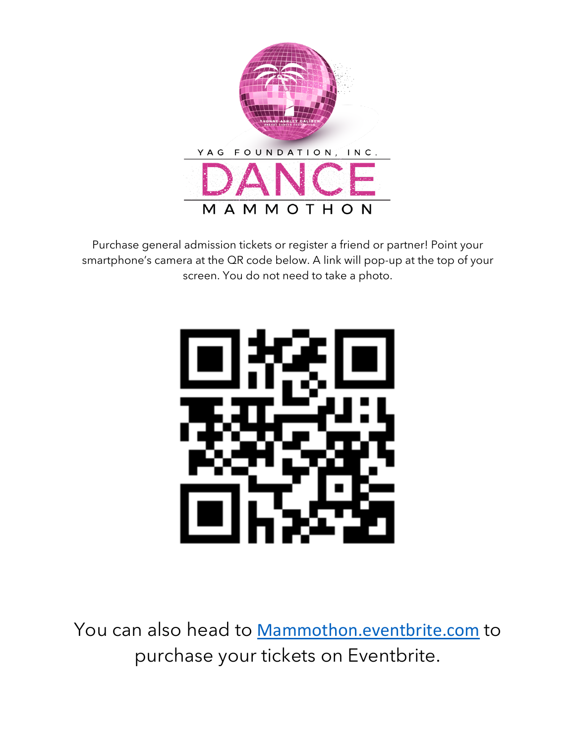YAG FOUNDATION, INC.

# DANCE MAMMOTHON

Purchase general admission tickets or register a friend or partner! Point your smartphone's camera at the QR code below. A link will pop-up at the top of your screen. You do not need to take a photo.

You can also head to Mammothon.eventbrite.com to purchase your tickets on Eventbrite.